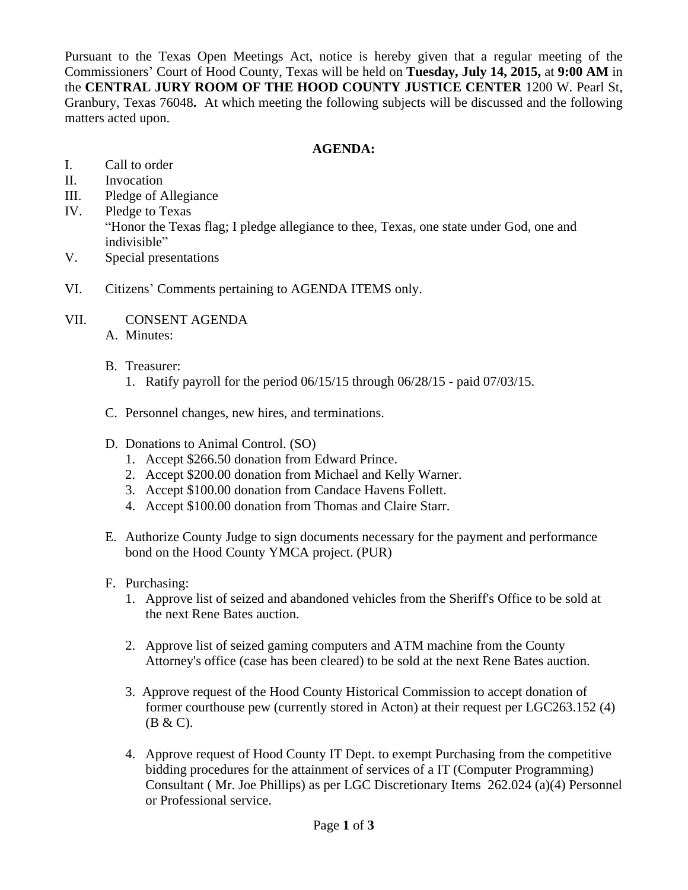Pursuant to the Texas Open Meetings Act, notice is hereby given that a regular meeting of the Commissioners' Court of Hood County, Texas will be held on **Tuesday, July 14, 2015,** at **9:00 AM** in the **CENTRAL JURY ROOM OF THE HOOD COUNTY JUSTICE CENTER** 1200 W. Pearl St, Granbury, Texas 76048**.** At which meeting the following subjects will be discussed and the following matters acted upon.

**AGENDA:**

I. Call to order

II. Invocation

III. Pledge of Allegiance

IV. Pledge to Texas
"Honor the Texas flag; I pledge allegiance to thee, Texas, one state under God, one and indivisible"

V. Special presentations

VI. Citizens' Comments pertaining to AGENDA ITEMS only.

VII. CONSENT AGENDA

A. Minutes:

B. Treasurer:
   1. Ratify payroll for the period 06/15/15 through 06/28/15 - paid 07/03/15.

C. Personnel changes, new hires, and terminations.

D. Donations to Animal Control. (SO)
   1. Accept $266.50 donation from Edward Prince.
   2. Accept $200.00 donation from Michael and Kelly Warner.
   3. Accept $100.00 donation from Candace Havens Follett.
   4. Accept $100.00 donation from Thomas and Claire Starr.

E. Authorize County Judge to sign documents necessary for the payment and performance bond on the Hood County YMCA project. (PUR)

F. Purchasing:
   1. Approve list of seized and abandoned vehicles from the Sheriff's Office to be sold at the next Rene Bates auction.

   2. Approve list of seized gaming computers and ATM machine from the County Attorney's office (case has been cleared) to be sold at the next Rene Bates auction.

   3. Approve request of the Hood County Historical Commission to accept donation of former courthouse pew (currently stored in Acton) at their request per LGC263.152 (4) (B & C).

   4. Approve request of Hood County IT Dept. to exempt Purchasing from the competitive bidding procedures for the attainment of services of a IT (Computer Programming) Consultant ( Mr. Joe Phillips) as per LGC Discretionary Items 262.024 (a)(4) Personnel or Professional service.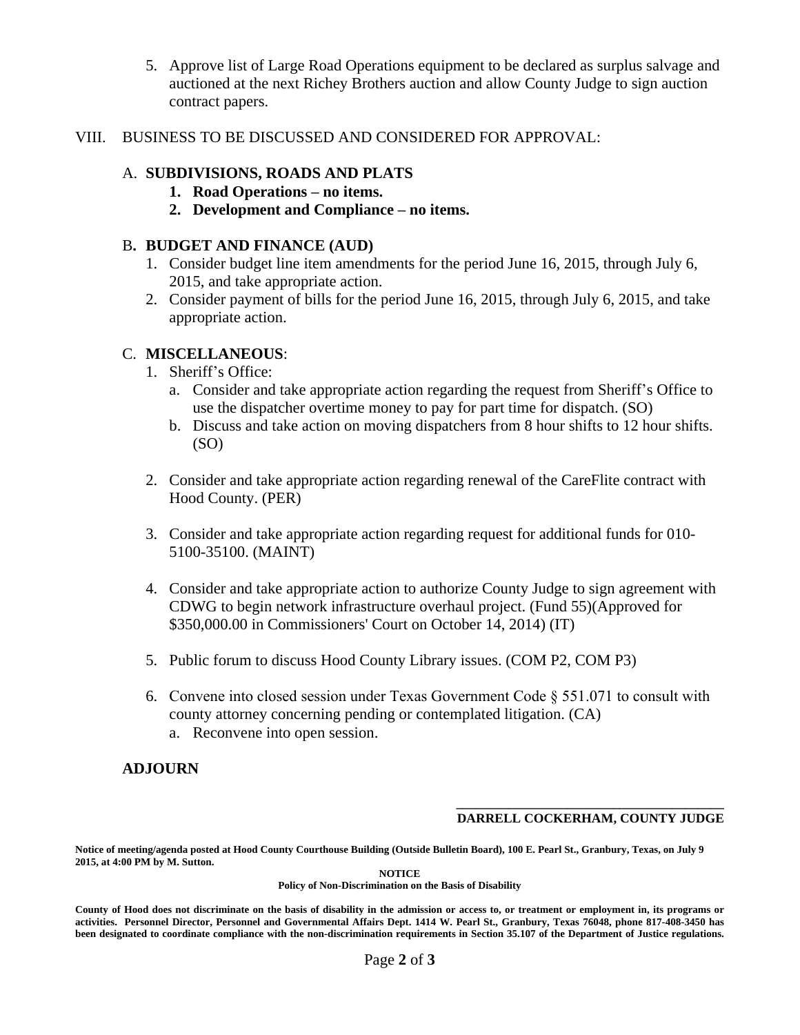5. Approve list of Large Road Operations equipment to be declared as surplus salvage and auctioned at the next Richey Brothers auction and allow County Judge to sign auction contract papers.

VIII. BUSINESS TO BE DISCUSSED AND CONSIDERED FOR APPROVAL:

A. **SUBDIVISIONS, ROADS AND PLATS**

1. **Road Operations – no items.**
2. **Development and Compliance – no items.**

B**. BUDGET AND FINANCE (AUD)**

1. Consider budget line item amendments for the period June 16, 2015, through July 6, 2015, and take appropriate action.
2. Consider payment of bills for the period June 16, 2015, through July 6, 2015, and take appropriate action.

C. **MISCELLANEOUS**:

1. Sheriff's Office:
   a. Consider and take appropriate action regarding the request from Sheriff's Office to use the dispatcher overtime money to pay for part time for dispatch. (SO)
   b. Discuss and take action on moving dispatchers from 8 hour shifts to 12 hour shifts. (SO)

2. Consider and take appropriate action regarding renewal of the CareFlite contract with Hood County. (PER)

3. Consider and take appropriate action regarding request for additional funds for 010-5100-35100. (MAINT)

4. Consider and take appropriate action to authorize County Judge to sign agreement with CDWG to begin network infrastructure overhaul project. (Fund 55)(Approved for $350,000.00 in Commissioners' Court on October 14, 2014) (IT)

5. Public forum to discuss Hood County Library issues. (COM P2, COM P3)

6. Convene into closed session under Texas Government Code § 551.071 to consult with county attorney concerning pending or contemplated litigation. (CA)
   a. Reconvene into open session.

**ADJOURN**

\_\_\_\_\_\_\_\_\_\_\_\_\_\_\_\_\_\_\_\_\_\_\_\_\_\_\_\_\_\_\_\_\_\_\_\_\_\_\_
**DARRELL COCKERHAM, COUNTY JUDGE**

**Notice of meeting/agenda posted at Hood County Courthouse Building (Outside Bulletin Board), 100 E. Pearl St., Granbury, Texas, on July 9 2015, at 4:00 PM by M. Sutton.**

**NOTICE**

**Policy of Non-Discrimination on the Basis of Disability**

**County of Hood does not discriminate on the basis of disability in the admission or access to, or treatment or employment in, its programs or activities. Personnel Director, Personnel and Governmental Affairs Dept. 1414 W. Pearl St., Granbury, Texas 76048, phone 817-408-3450 has been designated to coordinate compliance with the non-discrimination requirements in Section 35.107 of the Department of Justice regulations.**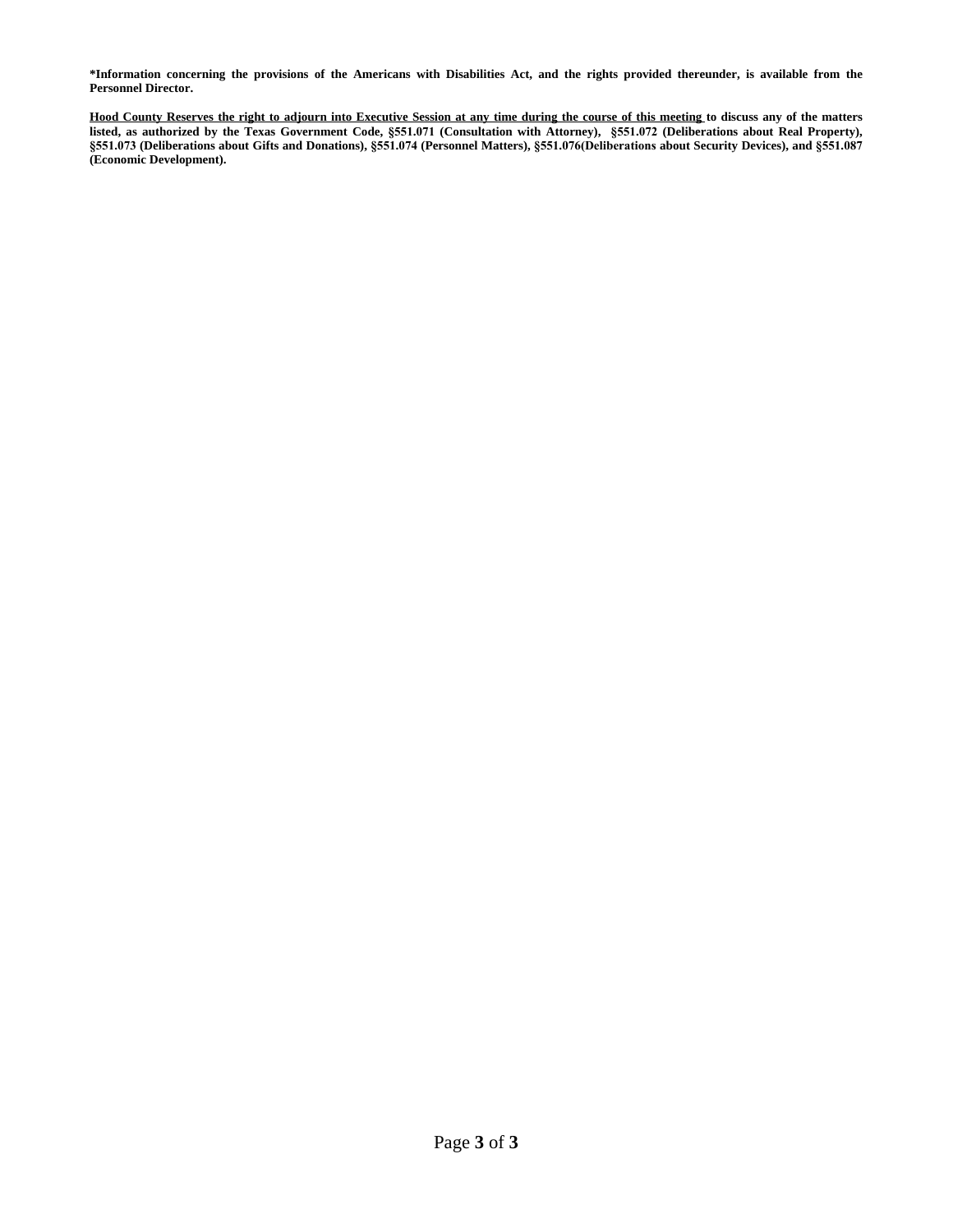**\*Information concerning the provisions of the Americans with Disabilities Act, and the rights provided thereunder, is available from the Personnel Director.**

**<u>Hood County Reserves the right to adjourn into Executive Session at any time during the course of this meeting</u> to discuss any of the matters listed, as authorized by the Texas Government Code, §551.071 (Consultation with Attorney), §551.072 (Deliberations about Real Property), §551.073 (Deliberations about Gifts and Donations), §551.074 (Personnel Matters), §551.076(Deliberations about Security Devices), and §551.087 (Economic Development).**